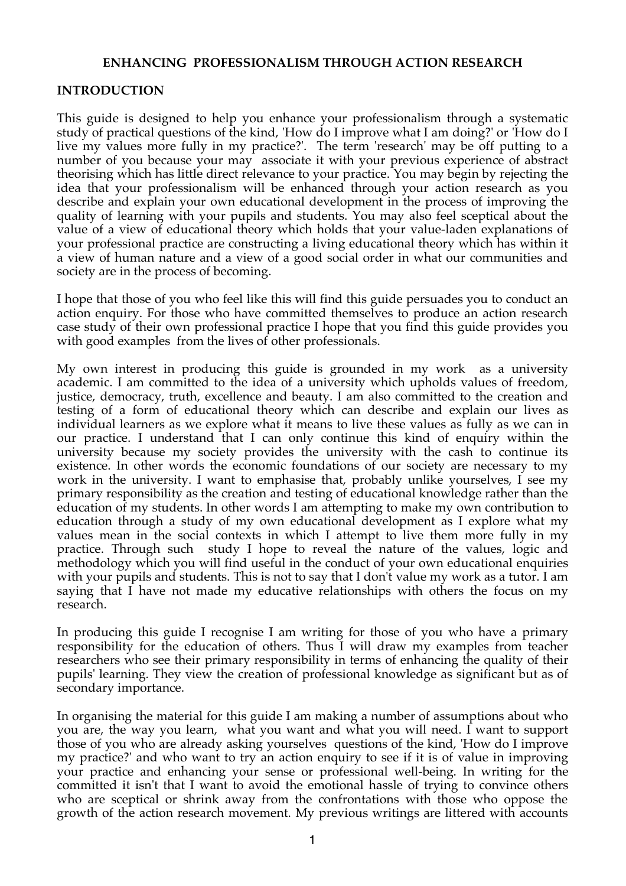# ENHANCING PROFESSIONALISM THROUGH ACTION RESEARCH

## INTRODUCTION

This guide is designed to help you enhance your professionalism through a systematic study of practical questions of the kind, 'How do I improve what I am doing?' or 'How do I live my values more fully in my practice?'. The term 'research' may be off putting to a number of you because your may associate it with your previous experience of abstract theorising which has little direct relevance to your practice. You may begin by rejecting the idea that your professionalism will be enhanced through your action research as you describe and explain your own educational development in the process of improving the quality of learning with your pupils and students. You may also feel sceptical about the value of a view of educational theory which holds that your value-laden explanations of your professional practice are constructing a living educational theory which has within it a view of human nature and a view of a good social order in what our communities and society are in the process of becoming.

I hope that those of you who feel like this will find this guide persuades you to conduct an action enquiry. For those who have committed themselves to produce an action research case study of their own professional practice I hope that you find this guide provides you with good examples from the lives of other professionals.

My own interest in producing this guide is grounded in my work as a university academic. I am committed to the idea of a university which upholds values of freedom, justice, democracy, truth, excellence and beauty. I am also committed to the creation and testing of a form of educational theory which can describe and explain our lives as individual learners as we explore what it means to live these values as fully as we can in our practice. I understand that I can only continue this kind of enquiry within the university because my society provides the university with the cash to continue its existence. In other words the economic foundations of our society are necessary to my work in the university. I want to emphasise that, probably unlike yourselves, I see my primary responsibility as the creation and testing of educational knowledge rather than the education of my students. In other words I am attempting to make my own contribution to education through a study of my own educational development as I explore what my values mean in the social contexts in which I attempt to live them more fully in my practice. Through such study I hope to reveal the nature of the values, logic and methodology which you will find useful in the conduct of your own educational enquiries with your pupils and students. This is not to say that I don't value my work as a tutor. I am saying that I have not made my educative relationships with others the focus on my research.

In producing this guide I recognise I am writing for those of you who have a primary responsibility for the education of others. Thus I will draw my examples from teacher researchers who see their primary responsibility in terms of enhancing the quality of their pupils' learning. They view the creation of professional knowledge as significant but as of secondary importance.

In organising the material for this guide I am making a number of assumptions about who you are, the way you learn, what you want and what you will need. I want to support those of you who are already asking yourselves questions of the kind, 'How do I improve my practice?' and who want to try an action enquiry to see if it is of value in improving your practice and enhancing your sense or professional well-being. In writing for the committed it isn't that I want to avoid the emotional hassle of trying to convince others who are sceptical or shrink away from the confrontations with those who oppose the growth of the action research movement. My previous writings are littered with accounts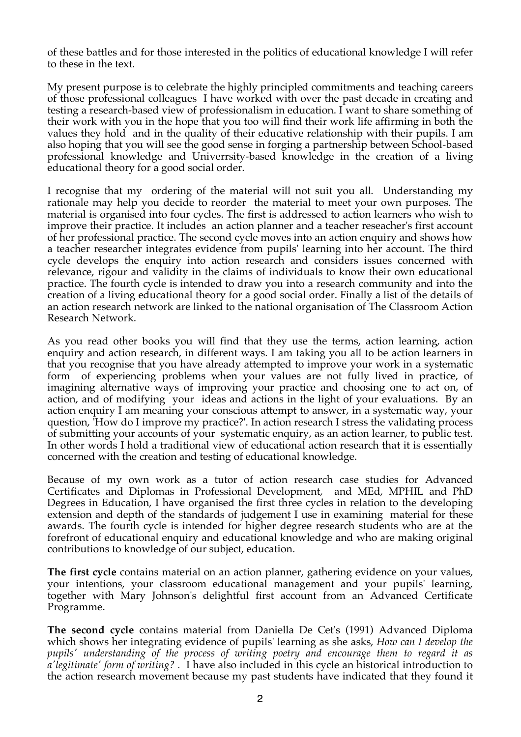of these battles and for those interested in the politics of educational knowledge I will refer to these in the text.

My present purpose is to celebrate the highly principled commitments and teaching careers of those professional colleagues I have worked with over the past decade in creating and testing a research-based view of professionalism in education. I want to share something of their work with you in the hope that you too will find their work life affirming in both the values they hold and in the quality of their educative relationship with their pupils. I am also hoping that you will see the good sense in forging a partnership between School-based professional knowledge and Univerrsity-based knowledge in the creation of a living educational theory for a good social order.

I recognise that my ordering of the material will not suit you all. Understanding my rationale may help you decide to reorder the material to meet your own purposes. The material is organised into four cycles. The first is addressed to action learners who wish to improve their practice. It includes an action planner and a teacher reseacher's first account of her professional practice. The second cycle moves into an action enquiry and shows how a teacher researcher integrates evidence from pupils' learning into her account. The third cycle develops the enquiry into action research and considers issues concerned with relevance, rigour and validity in the claims of individuals to know their own educational practice. The fourth cycle is intended to draw you into a research community and into the creation of a living educational theory for a good social order. Finally a list of the details of an action research network are linked to the national organisation of The Classroom Action Research Network.

As you read other books you will find that they use the terms, action learning, action enquiry and action research, in different ways. I am taking you all to be action learners in that you recognise that you have already attempted to improve your work in a systematic form of experiencing problems when your values are not fully lived in practice, of imagining alternative ways of improving your practice and choosing one to act on, of action, and of modifying your ideas and actions in the light of your evaluations. By an action enquiry I am meaning your conscious attempt to answer, in a systematic way, your question, 'How do I improve my practice?'. In action research I stress the validating process of submitting your accounts of your systematic enquiry, as an action learner, to public test. In other words I hold a traditional view of educational action research that it is essentially concerned with the creation and testing of educational knowledge.

Because of my own work as a tutor of action research case studies for Advanced Certificates and Diplomas in Professional Development, and MEd, MPHIL and PhD Degrees in Education, I have organised the first three cycles in relation to the developing extension and depth of the standards of judgement I use in examining material for these awards. The fourth cycle is intended for higher degree research students who are at the forefront of educational enquiry and educational knowledge and who are making original contributions to knowledge of our subject, education.

**The first cycle** contains material on an action planner, gathering evidence on your values, your intentions, your classroom educational management and your pupils' learning, together with Mary Johnson's delightful first account from an Advanced Certificate Programme.

**The second cycle** contains material from Daniella De Cet's (1991) Advanced Diploma which shows her integrating evidence of pupils' learning as she asks, *How can I develop the pupils' understanding of the process of writing poetry and encourage them to regard it as a'legitimate' form of writing?* . I have also included in this cycle an historical introduction to the action research movement because my past students have indicated that they found it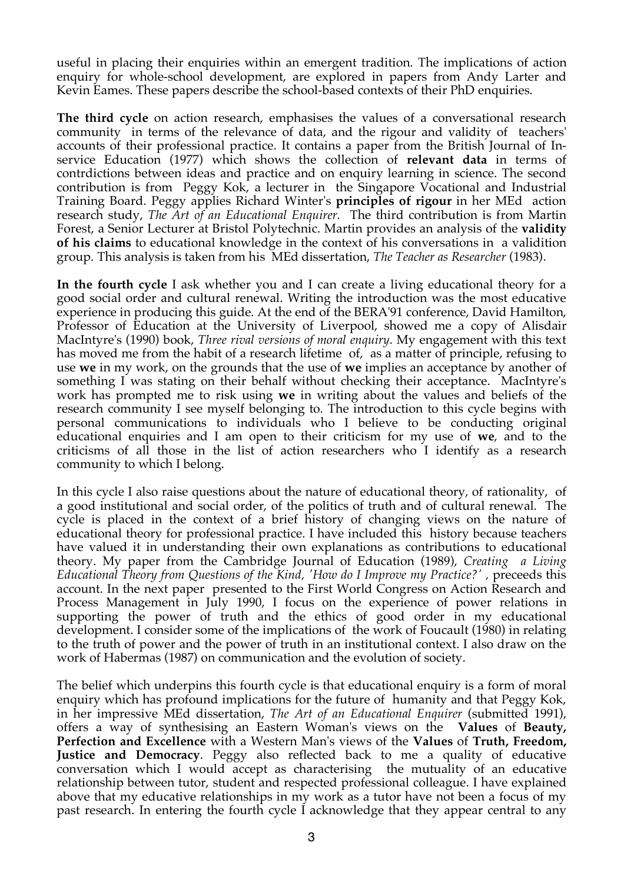useful in placing their enquiries within an emergent tradition. The implications of action enquiry for whole-school development, are explored in papers from Andy Larter and Kevin Eames. These papers describe the school-based contexts of their PhD enquiries.

**The third cycle** on action research, emphasises the values of a conversational research community in terms of the relevance of data, and the rigour and validity of teachers' accounts of their professional practice. It contains a paper from the British Journal of In-service Education (1977) which shows the collection of **relevant data** in terms of contrdictions between ideas and practice and on enquiry learning in science. The second contribution is from Peggy Kok, a lecturer in the Singapore Vocational and Industrial Training Board. Peggy applies Richard Winter's **principles of rigour** in her MEd action research study, *The Art of an Educational Enquirer.* The third contribution is from Martin Forest, a Senior Lecturer at Bristol Polytechnic. Martin provides an analysis of the **validity of his claims** to educational knowledge in the context of his conversations in a validition group. This analysis is taken from his MEd dissertation, *The Teacher as Researcher* (1983).

**In the fourth cycle** I ask whether you and I can create a living educational theory for a good social order and cultural renewal. Writing the introduction was the most educative experience in producing this guide. At the end of the BERA'91 conference, David Hamilton, Professor of Education at the University of Liverpool, showed me a copy of Alisdair MacIntyre's (1990) book, *Three rival versions of moral enquiry*. My engagement with this text has moved me from the habit of a research lifetime of, as a matter of principle, refusing to use **we** in my work, on the grounds that the use of **we** implies an acceptance by another of something I was stating on their behalf without checking their acceptance. MacIntyre's work has prompted me to risk using **we** in writing about the values and beliefs of the research community I see myself belonging to. The introduction to this cycle begins with personal communications to individuals who I believe to be conducting original educational enquiries and I am open to their criticism for my use of **we**, and to the criticisms of all those in the list of action researchers who I identify as a research community to which I belong.

In this cycle I also raise questions about the nature of educational theory, of rationality, of a good institutional and social order, of the politics of truth and of cultural renewal. The cycle is placed in the context of a brief history of changing views on the nature of educational theory for professional practice. I have included this history because teachers have valued it in understanding their own explanations as contributions to educational theory. My paper from the Cambridge Journal of Education (1989), *Creating a Living Educational Theory from Questions of the Kind, 'How do I Improve my Practice?'* , preceeds this account. In the next paper presented to the First World Congress on Action Research and Process Management in July 1990, I focus on the experience of power relations in supporting the power of truth and the ethics of good order in my educational development. I consider some of the implications of the work of Foucault (1980) in relating to the truth of power and the power of truth in an institutional context. I also draw on the work of Habermas (1987) on communication and the evolution of society.

The belief which underpins this fourth cycle is that educational enquiry is a form of moral enquiry which has profound implications for the future of humanity and that Peggy Kok, in her impressive MEd dissertation, *The Art of an Educational Enquirer* (submitted 1991), offers a way of synthesising an Eastern Woman's views on the **Values** of **Beauty, Perfection and Excellence** with a Western Man's views of the **Values** of **Truth, Freedom, Justice and Democracy**. Peggy also reflected back to me a quality of educative conversation which I would accept as characterising the mutuality of an educative relationship between tutor, student and respected professional colleague. I have explained above that my educative relationships in my work as a tutor have not been a focus of my past research. In entering the fourth cycle I acknowledge that they appear central to any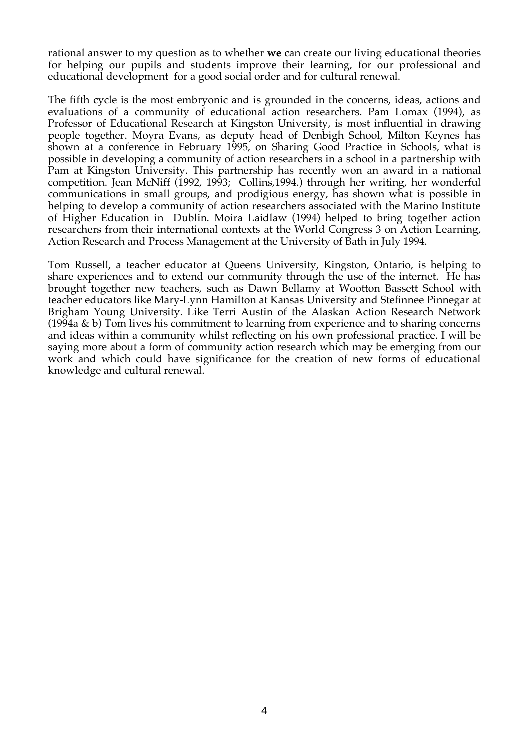rational answer to my question as to whether **we** can create our living educational theories for helping our pupils and students improve their learning, for our professional and educational development for a good social order and for cultural renewal.

The fifth cycle is the most embryonic and is grounded in the concerns, ideas, actions and evaluations of a community of educational action researchers. Pam Lomax (1994), as Professor of Educational Research at Kingston University, is most influential in drawing people together. Moyra Evans, as deputy head of Denbigh School, Milton Keynes has shown at a conference in February 1995, on Sharing Good Practice in Schools, what is possible in developing a community of action researchers in a school in a partnership with Pam at Kingston University. This partnership has recently won an award in a national competition. Jean McNiff (1992, 1993; Collins,1994.) through her writing, her wonderful communications in small groups, and prodigious energy, has shown what is possible in helping to develop a community of action researchers associated with the Marino Institute of Higher Education in Dublin. Moira Laidlaw (1994) helped to bring together action researchers from their international contexts at the World Congress 3 on Action Learning, Action Research and Process Management at the University of Bath in July 1994.

Tom Russell, a teacher educator at Queens University, Kingston, Ontario, is helping to share experiences and to extend our community through the use of the internet. He has brought together new teachers, such as Dawn Bellamy at Wootton Bassett School with teacher educators like Mary-Lynn Hamilton at Kansas University and Stefinnee Pinnegar at Brigham Young University. Like Terri Austin of the Alaskan Action Research Network (1994a & b) Tom lives his commitment to learning from experience and to sharing concerns and ideas within a community whilst reflecting on his own professional practice. I will be saying more about a form of community action research which may be emerging from our work and which could have significance for the creation of new forms of educational knowledge and cultural renewal.